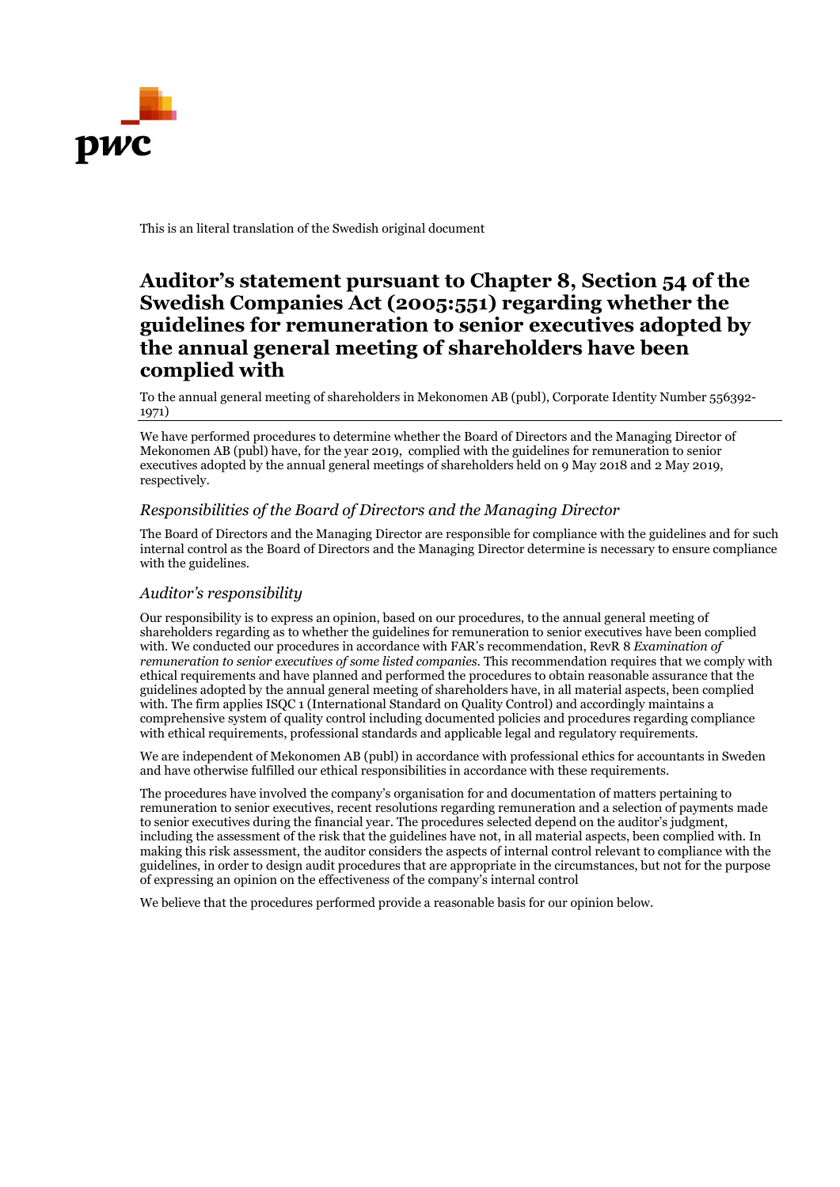This is an literal translation of the Swedish original document

# Auditor's statement pursuant to Chapter 8, Section 54 of the Swedish Companies Act (2005:551) regarding whether the guidelines for remuneration to senior executives adopted by the annual general meeting of shareholders have been complied with

To the annual general meeting of shareholders in Mekonomen AB (publ), Corporate Identity Number 556392-1971)

We have performed procedures to determine whether the Board of Directors and the Managing Director of Mekonomen AB (publ) have, for the year 2019, complied with the guidelines for remuneration to senior executives adopted by the annual general meetings of shareholders held on 9 May 2018 and 2 May 2019, respectively.

### *Responsibilities of the Board of Directors and the Managing Director*

The Board of Directors and the Managing Director are responsible for compliance with the guidelines and for such internal control as the Board of Directors and the Managing Director determine is necessary to ensure compliance with the guidelines.

### *Auditor's responsibility*

Our responsibility is to express an opinion, based on our procedures, to the annual general meeting of shareholders regarding as to whether the guidelines for remuneration to senior executives have been complied with. We conducted our procedures in accordance with FAR's recommendation, RevR 8 *Examination of remuneration to senior executives of some listed companies*. This recommendation requires that we comply with ethical requirements and have planned and performed the procedures to obtain reasonable assurance that the guidelines adopted by the annual general meeting of shareholders have, in all material aspects, been complied with. The firm applies ISQC 1 (International Standard on Quality Control) and accordingly maintains a comprehensive system of quality control including documented policies and procedures regarding compliance with ethical requirements, professional standards and applicable legal and regulatory requirements.

We are independent of Mekonomen AB (publ) in accordance with professional ethics for accountants in Sweden and have otherwise fulfilled our ethical responsibilities in accordance with these requirements.

The procedures have involved the company's organisation for and documentation of matters pertaining to remuneration to senior executives, recent resolutions regarding remuneration and a selection of payments made to senior executives during the financial year. The procedures selected depend on the auditor's judgment, including the assessment of the risk that the guidelines have not, in all material aspects, been complied with. In making this risk assessment, the auditor considers the aspects of internal control relevant to compliance with the guidelines, in order to design audit procedures that are appropriate in the circumstances, but not for the purpose of expressing an opinion on the effectiveness of the company's internal control

We believe that the procedures performed provide a reasonable basis for our opinion below.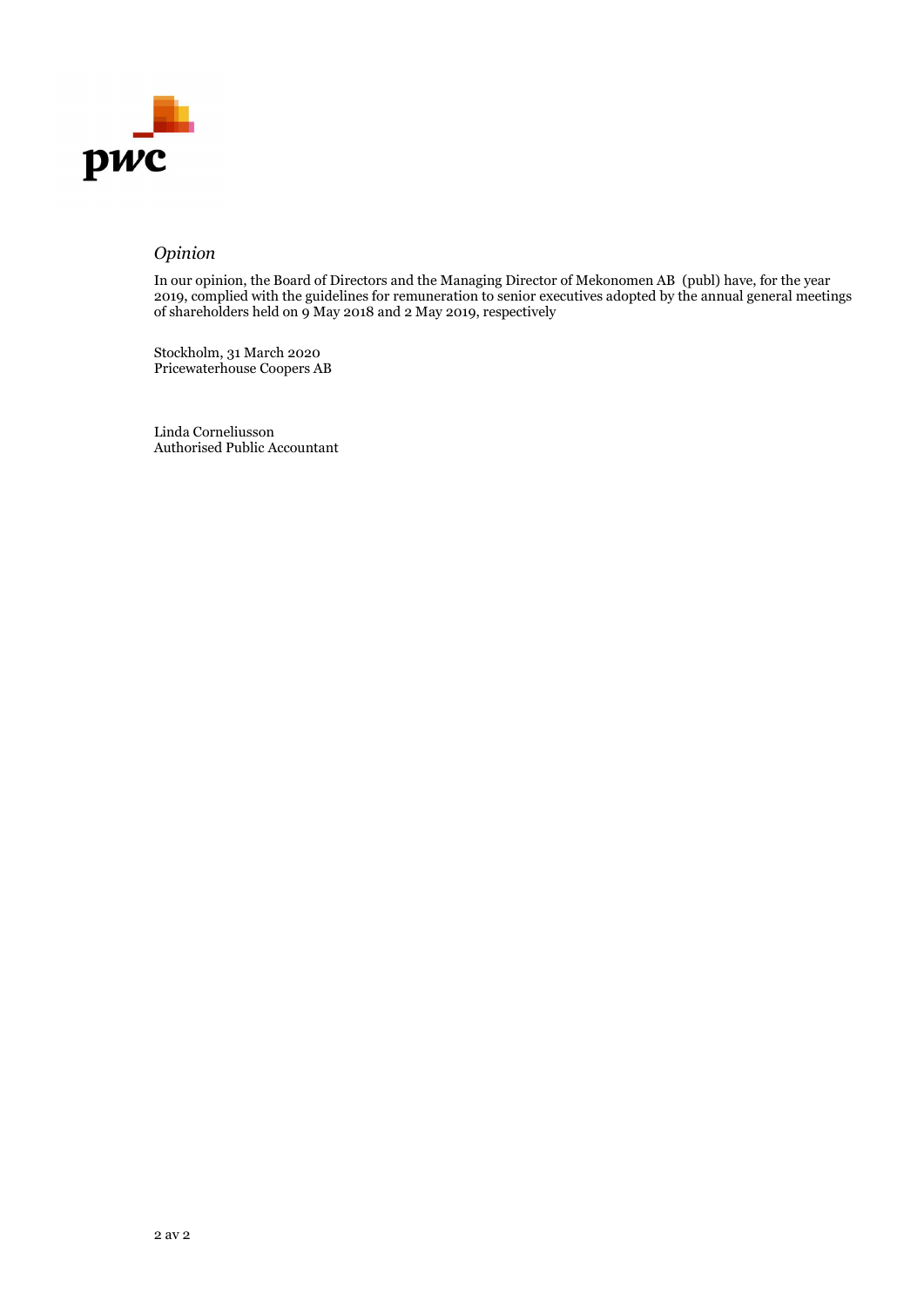*Opinion*

In our opinion, the Board of Directors and the Managing Director of Mekonomen AB (publ) have, for the year 2019, complied with the guidelines for remuneration to senior executives adopted by the annual general meetings of shareholders held on 9 May 2018 and 2 May 2019, respectively

Stockholm, 31 March 2020
Pricewaterhouse Coopers AB

Linda Corneliusson
Authorised Public Accountant